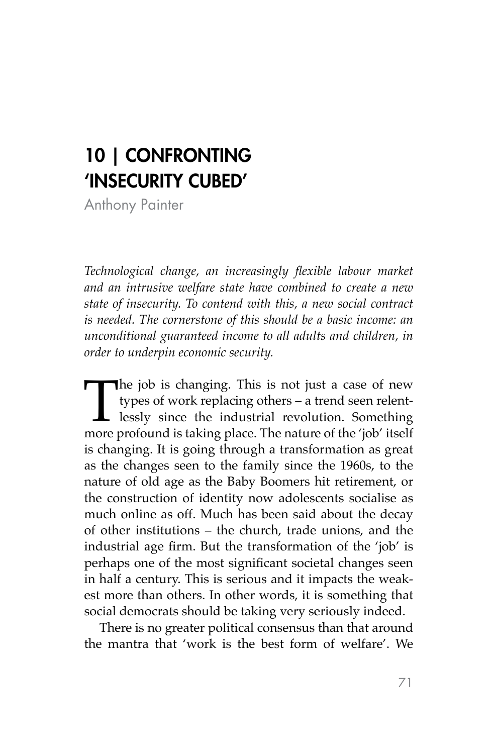# 10 | CONFRONTING 'INSECURITY CUBED'

Anthony Painter

*Technological change, an increasingly flexible labour market and an intrusive welfare state have combined to create a new state of insecurity. To contend with this, a new social contract is needed. The cornerstone of this should be a basic income: an unconditional guaranteed income to all adults and children, in order to underpin economic security.*

The job is changing. This is not just a case of new types of work replacing others – a trend seen relentlessly since the industrial revolution. Something more profound is taking place. The nature of the 'job' itself is changing. It is going through a transformation as great as the changes seen to the family since the 1960s, to the nature of old age as the Baby Boomers hit retirement, or the construction of identity now adolescents socialise as much online as off. Much has been said about the decay of other institutions – the church, trade unions, and the industrial age firm. But the transformation of the 'job' is perhaps one of the most significant societal changes seen in half a century. This is serious and it impacts the weakest more than others. In other words, it is something that social democrats should be taking very seriously indeed.

There is no greater political consensus than that around the mantra that 'work is the best form of welfare'. We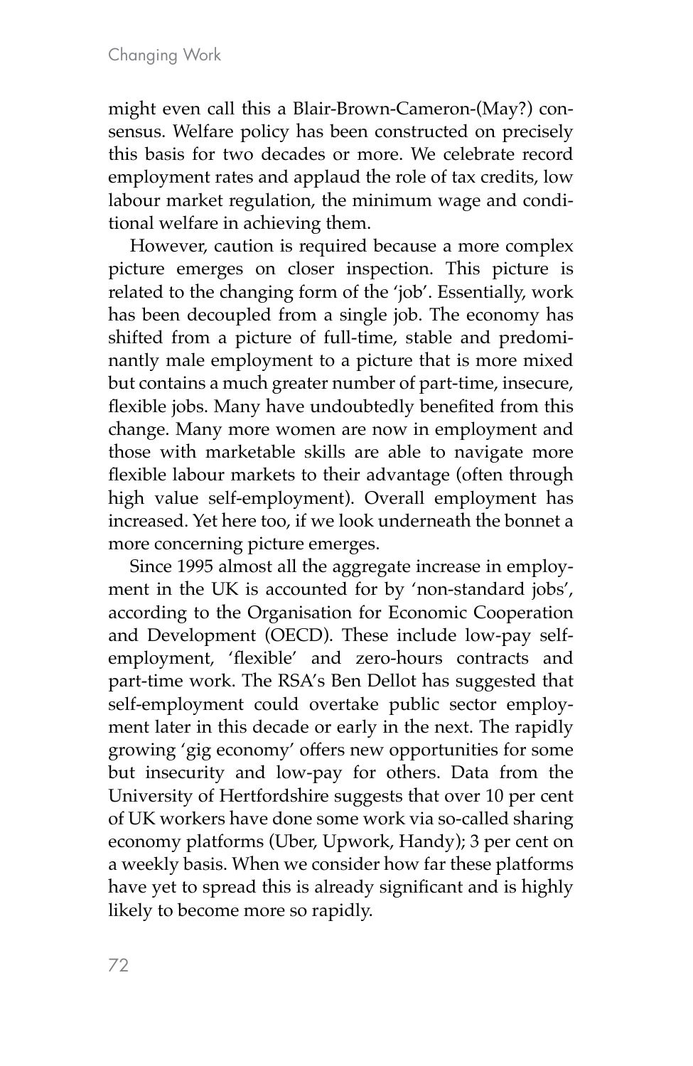might even call this a Blair-Brown-Cameron-(May?) consensus. Welfare policy has been constructed on precisely this basis for two decades or more. We celebrate record employment rates and applaud the role of tax credits, low labour market regulation, the minimum wage and conditional welfare in achieving them.

However, caution is required because a more complex picture emerges on closer inspection. This picture is related to the changing form of the 'job'. Essentially, work has been decoupled from a single job. The economy has shifted from a picture of full-time, stable and predominantly male employment to a picture that is more mixed but contains a much greater number of part-time, insecure, flexible jobs. Many have undoubtedly benefited from this change. Many more women are now in employment and those with marketable skills are able to navigate more flexible labour markets to their advantage (often through high value self-employment). Overall employment has increased. Yet here too, if we look underneath the bonnet a more concerning picture emerges.

Since 1995 almost all the aggregate increase in employment in the UK is accounted for by 'non-standard jobs', according to the Organisation for Economic Cooperation and Development (OECD). These include low-pay self-employment, 'flexible' and zero-hours contracts and part-time work. The RSA's Ben Dellot has suggested that self-employment could overtake public sector employment later in this decade or early in the next. The rapidly growing 'gig economy' offers new opportunities for some but insecurity and low-pay for others. Data from the University of Hertfordshire suggests that over 10 per cent of UK workers have done some work via so-called sharing economy platforms (Uber, Upwork, Handy); 3 per cent on a weekly basis. When we consider how far these platforms have yet to spread this is already significant and is highly likely to become more so rapidly.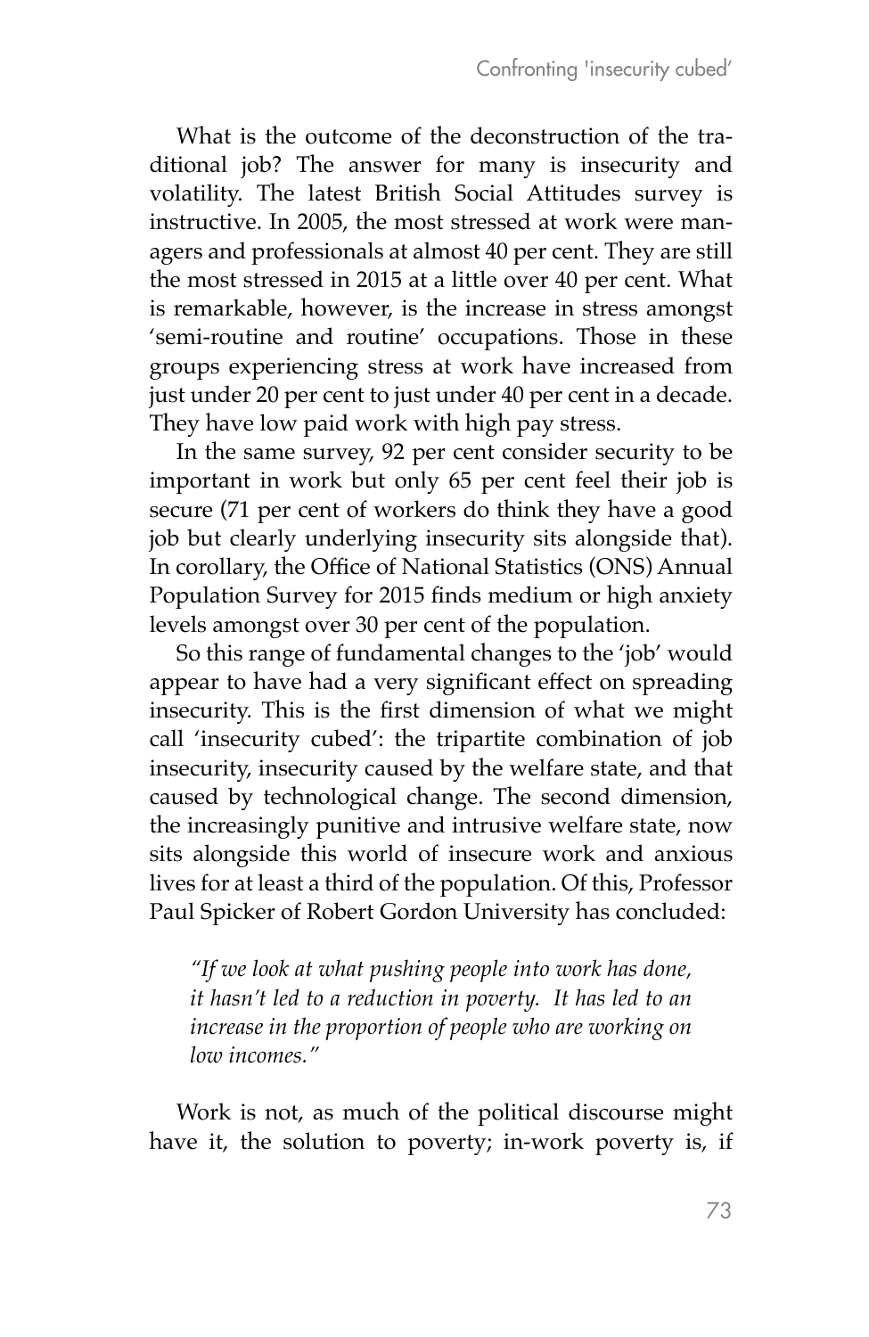What is the outcome of the deconstruction of the traditional job? The answer for many is insecurity and volatility. The latest British Social Attitudes survey is instructive. In 2005, the most stressed at work were managers and professionals at almost 40 per cent. They are still the most stressed in 2015 at a little over 40 per cent. What is remarkable, however, is the increase in stress amongst 'semi-routine and routine' occupations. Those in these groups experiencing stress at work have increased from just under 20 per cent to just under 40 per cent in a decade. They have low paid work with high pay stress.

In the same survey, 92 per cent consider security to be important in work but only 65 per cent feel their job is secure (71 per cent of workers do think they have a good job but clearly underlying insecurity sits alongside that). In corollary, the Office of National Statistics (ONS) Annual Population Survey for 2015 finds medium or high anxiety levels amongst over 30 per cent of the population.

So this range of fundamental changes to the 'job' would appear to have had a very significant effect on spreading insecurity. This is the first dimension of what we might call 'insecurity cubed': the tripartite combination of job insecurity, insecurity caused by the welfare state, and that caused by technological change. The second dimension, the increasingly punitive and intrusive welfare state, now sits alongside this world of insecure work and anxious lives for at least a third of the population. Of this, Professor Paul Spicker of Robert Gordon University has concluded:

> *"If we look at what pushing people into work has done, it hasn't led to a reduction in poverty. It has led to an increase in the proportion of people who are working on low incomes."*

Work is not, as much of the political discourse might have it, the solution to poverty; in-work poverty is, if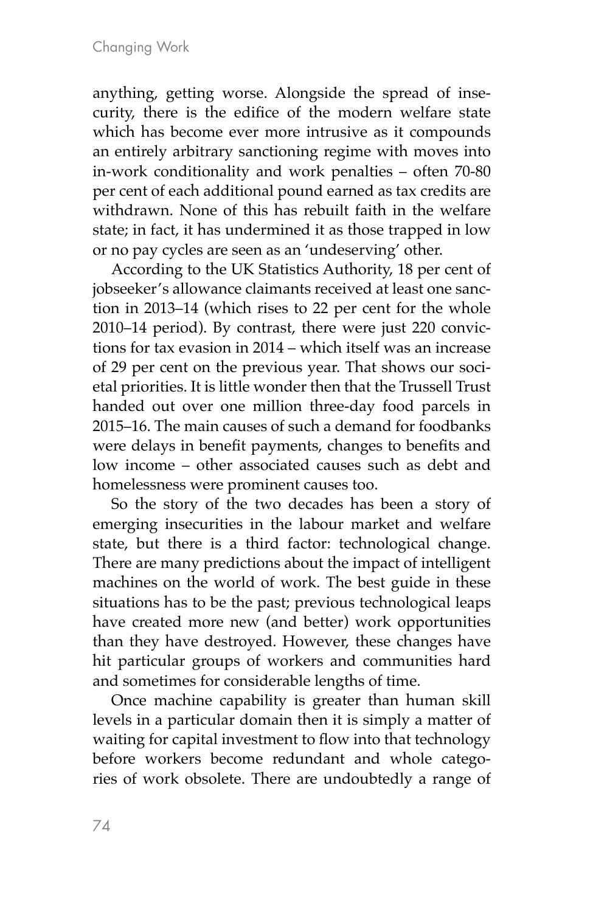anything, getting worse. Alongside the spread of insecurity, there is the edifice of the modern welfare state which has become ever more intrusive as it compounds an entirely arbitrary sanctioning regime with moves into in-work conditionality and work penalties – often 70-80 per cent of each additional pound earned as tax credits are withdrawn. None of this has rebuilt faith in the welfare state; in fact, it has undermined it as those trapped in low or no pay cycles are seen as an 'undeserving' other.

According to the UK Statistics Authority, 18 per cent of jobseeker's allowance claimants received at least one sanction in 2013–14 (which rises to 22 per cent for the whole 2010–14 period). By contrast, there were just 220 convictions for tax evasion in 2014 – which itself was an increase of 29 per cent on the previous year. That shows our societal priorities. It is little wonder then that the Trussell Trust handed out over one million three-day food parcels in 2015–16. The main causes of such a demand for foodbanks were delays in benefit payments, changes to benefits and low income – other associated causes such as debt and homelessness were prominent causes too.

So the story of the two decades has been a story of emerging insecurities in the labour market and welfare state, but there is a third factor: technological change. There are many predictions about the impact of intelligent machines on the world of work. The best guide in these situations has to be the past; previous technological leaps have created more new (and better) work opportunities than they have destroyed. However, these changes have hit particular groups of workers and communities hard and sometimes for considerable lengths of time.

Once machine capability is greater than human skill levels in a particular domain then it is simply a matter of waiting for capital investment to flow into that technology before workers become redundant and whole categories of work obsolete. There are undoubtedly a range of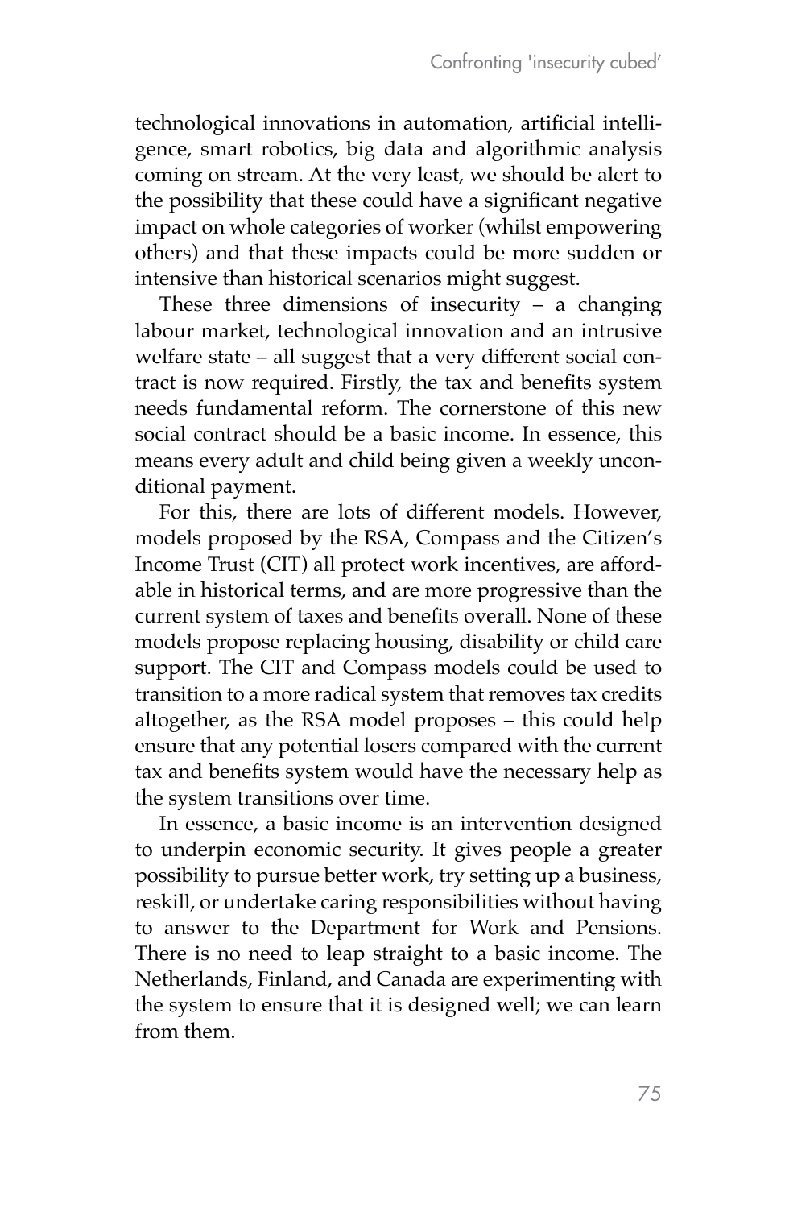technological innovations in automation, artificial intelligence, smart robotics, big data and algorithmic analysis coming on stream. At the very least, we should be alert to the possibility that these could have a significant negative impact on whole categories of worker (whilst empowering others) and that these impacts could be more sudden or intensive than historical scenarios might suggest.

These three dimensions of insecurity – a changing labour market, technological innovation and an intrusive welfare state – all suggest that a very different social contract is now required. Firstly, the tax and benefits system needs fundamental reform. The cornerstone of this new social contract should be a basic income. In essence, this means every adult and child being given a weekly unconditional payment.

For this, there are lots of different models. However, models proposed by the RSA, Compass and the Citizen's Income Trust (CIT) all protect work incentives, are affordable in historical terms, and are more progressive than the current system of taxes and benefits overall. None of these models propose replacing housing, disability or child care support. The CIT and Compass models could be used to transition to a more radical system that removes tax credits altogether, as the RSA model proposes – this could help ensure that any potential losers compared with the current tax and benefits system would have the necessary help as the system transitions over time.

In essence, a basic income is an intervention designed to underpin economic security. It gives people a greater possibility to pursue better work, try setting up a business, reskill, or undertake caring responsibilities without having to answer to the Department for Work and Pensions. There is no need to leap straight to a basic income. The Netherlands, Finland, and Canada are experimenting with the system to ensure that it is designed well; we can learn from them.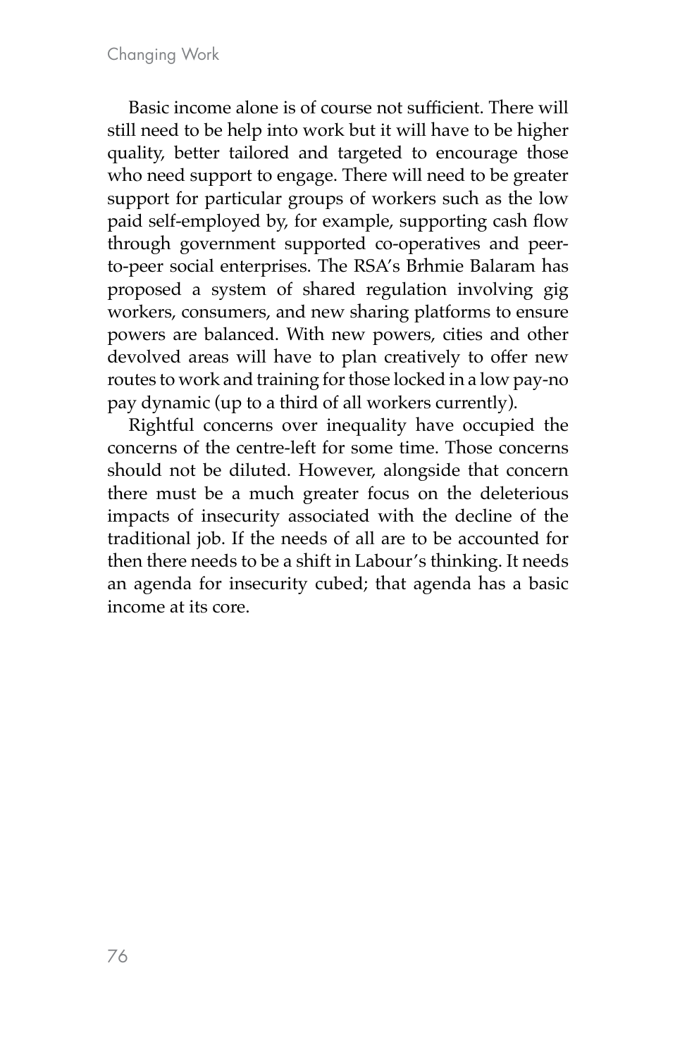Basic income alone is of course not sufficient. There will still need to be help into work but it will have to be higher quality, better tailored and targeted to encourage those who need support to engage. There will need to be greater support for particular groups of workers such as the low paid self-employed by, for example, supporting cash flow through government supported co-operatives and peer-to-peer social enterprises. The RSA's Brhmie Balaram has proposed a system of shared regulation involving gig workers, consumers, and new sharing platforms to ensure powers are balanced. With new powers, cities and other devolved areas will have to plan creatively to offer new routes to work and training for those locked in a low pay-no pay dynamic (up to a third of all workers currently).

Rightful concerns over inequality have occupied the concerns of the centre-left for some time. Those concerns should not be diluted. However, alongside that concern there must be a much greater focus on the deleterious impacts of insecurity associated with the decline of the traditional job. If the needs of all are to be accounted for then there needs to be a shift in Labour's thinking. It needs an agenda for insecurity cubed; that agenda has a basic income at its core.